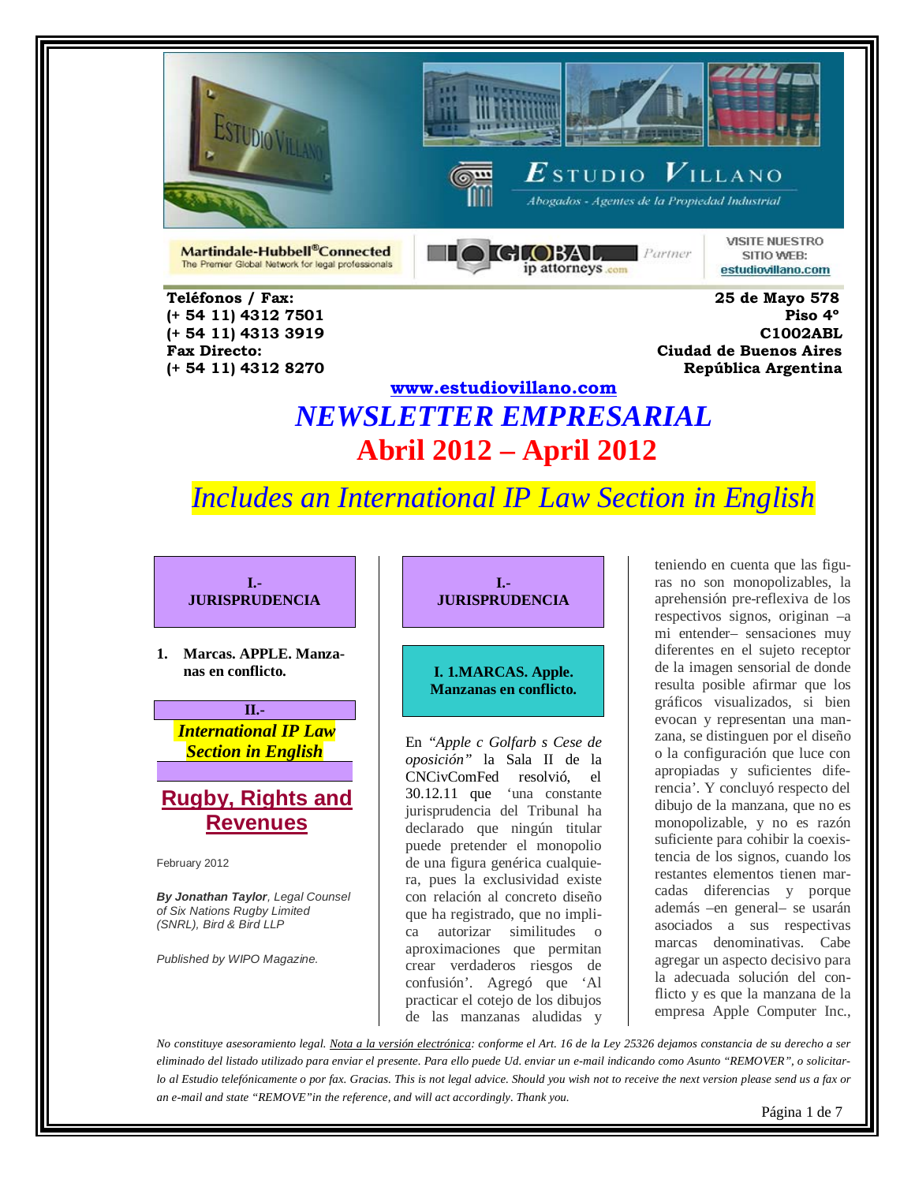Estudio Villano

Abogados - Agentes de la Propiedad Industrial

Martindale-Hubbell® Connected
The Premier Global Network for legal professionals

GLOBAL ip attorneys .com Partner

VISITE NUESTRO SITIO WEB: estudiovillano.com

**Teléfonos / Fax:**
**(+ 54 11) 4312 7501**
**(+ 54 11) 4313 3919**
**Fax Directo:**
**(+ 54 11) 4312 8270**

**25 de Mayo 578**
**Piso 4°**
**C1002ABL**
**Ciudad de Buenos Aires**
**República Argentina**

**www.estudiovillano.com**

# *NEWSLETTER EMPRESARIAL*

# Abril 2012 – April 2012

## *Includes an International IP Law Section in English*

**I.- JURISPRUDENCIA**

1. **Marcas. APPLE. Manzanas en conflicto.**

**II.- *International IP Law Section in English***

**Rugby, Rights and Revenues**

February 2012

***By Jonathan Taylor**, Legal Counsel of Six Nations Rugby Limited (SNRL), Bird & Bird LLP*

*Published by WIPO Magazine.*

## I.- JURISPRUDENCIA

### I. 1.MARCAS. Apple. Manzanas en conflicto.

En *"Apple c Golfarb s Cese de oposición"* la Sala II de la CNCivComFed resolvió, el 30.12.11 que 'una constante jurisprudencia del Tribunal ha declarado que ningún titular puede pretender el monopolio de una figura genérica cualquiera, pues la exclusividad existe con relación al concreto diseño que ha registrado, que no implica autorizar similitudes o aproximaciones que permitan crear verdaderos riesgos de confusión'. Agregó que 'Al practicar el cotejo de los dibujos de las manzanas aludidas y teniendo en cuenta que las figuras no son monopolizables, la aprehensión pre-reflexiva de los respectivos signos, originan –a mi entender– sensaciones muy diferentes en el sujeto receptor de la imagen sensorial de donde resulta posible afirmar que los gráficos visualizados, si bien evocan y representan una manzana, se distinguen por el diseño o la configuración que luce con apropiadas y suficientes diferencia'. Y concluyó respecto del dibujo de la manzana, que no es monopolizable, y no es razón suficiente para cohibir la coexistencia de los signos, cuando los restantes elementos tienen marcadas diferencias y porque además –en general– se usarán asociados a sus respectivas marcas denominativas. Cabe agregar un aspecto decisivo para la adecuada solución del conflicto y es que la manzana de la empresa Apple Computer Inc.,

*No constituye asesoramiento legal. Nota a la versión electrónica: conforme el Art. 16 de la Ley 25326 dejamos constancia de su derecho a ser eliminado del listado utilizado para enviar el presente. Para ello puede Ud. enviar un e-mail indicando como Asunto "REMOVER", o solicitarlo al Estudio telefónicamente o por fax. Gracias. This is not legal advice. Should you wish not to receive the next version please send us a fax or an e-mail and state "REMOVE"in the reference, and will act accordingly. Thank you.*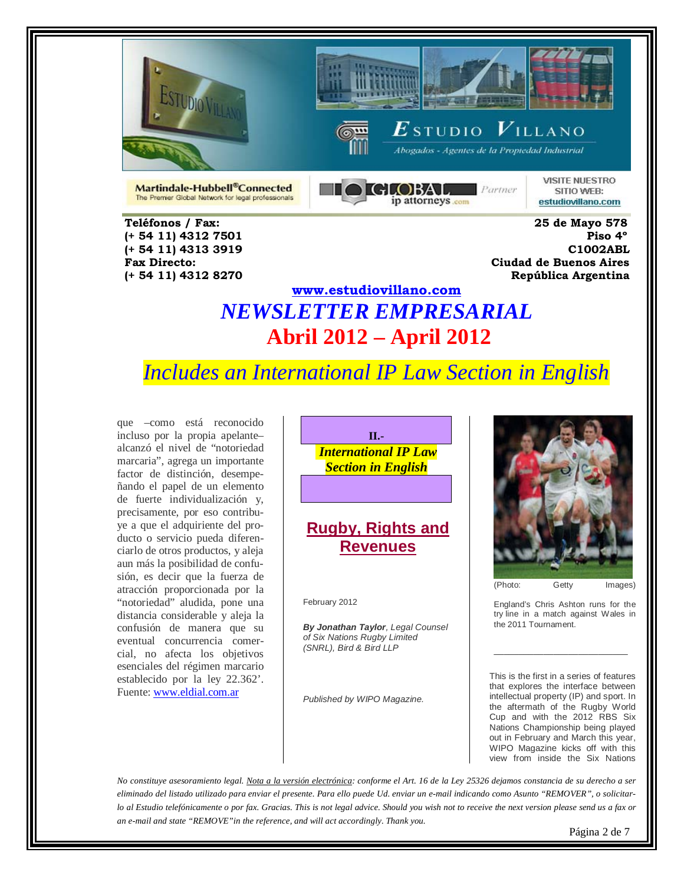Teléfonos / Fax:
(+ 54 11) 4312 7501
(+ 54 11) 4313 3919
Fax Directo:
(+ 54 11) 4312 8270

25 de Mayo 578
Piso 4º
C1002ABL
Ciudad de Buenos Aires
República Argentina

**www.estudiovillano.com**

# *NEWSLETTER EMPRESARIAL*

## Abril 2012 – April 2012

*Includes an International IP Law Section in English*

que –como está reconocido incluso por la propia apelante– alcanzó el nivel de "notoriedad marcaria", agrega un importante factor de distinción, desempeñando el papel de un elemento de fuerte individualización y, precisamente, por eso contribuye a que el adquiriente del producto o servicio pueda diferenciarlo de otros productos, y aleja aun más la posibilidad de confusión, es decir que la fuerza de atracción proporcionada por la "notoriedad" aludida, pone una distancia considerable y aleja la confusión de manera que su eventual concurrencia comercial, no afecta los objetivos esenciales del régimen marcario establecido por la ley 22.362'. Fuente: www.eldial.com.ar

**II.-**
***International IP Law Section in English***

## Rugby, Rights and Revenues

February 2012

***By Jonathan Taylor**, Legal Counsel of Six Nations Rugby Limited (SNRL), Bird & Bird LLP*

*Published by WIPO Magazine.*

(Photo: Getty Images)

England's Chris Ashton runs for the try line in a match against Wales in the 2011 Tournament.

---

This is the first in a series of features that explores the interface between intellectual property (IP) and sport. In the aftermath of the Rugby World Cup and with the 2012 RBS Six Nations Championship being played out in February and March this year, WIPO Magazine kicks off with this view from inside the Six Nations

*No constituye asesoramiento legal. Nota a la versión electrónica: conforme el Art. 16 de la Ley 25326 dejamos constancia de su derecho a ser eliminado del listado utilizado para enviar el presente. Para ello puede Ud. enviar un e-mail indicando como Asunto "REMOVER", o solicitarlo al Estudio telefónicamente o por fax. Gracias. This is not legal advice. Should you wish not to receive the next version please send us a fax or an e-mail and state "REMOVE" in the reference, and will act accordingly. Thank you.*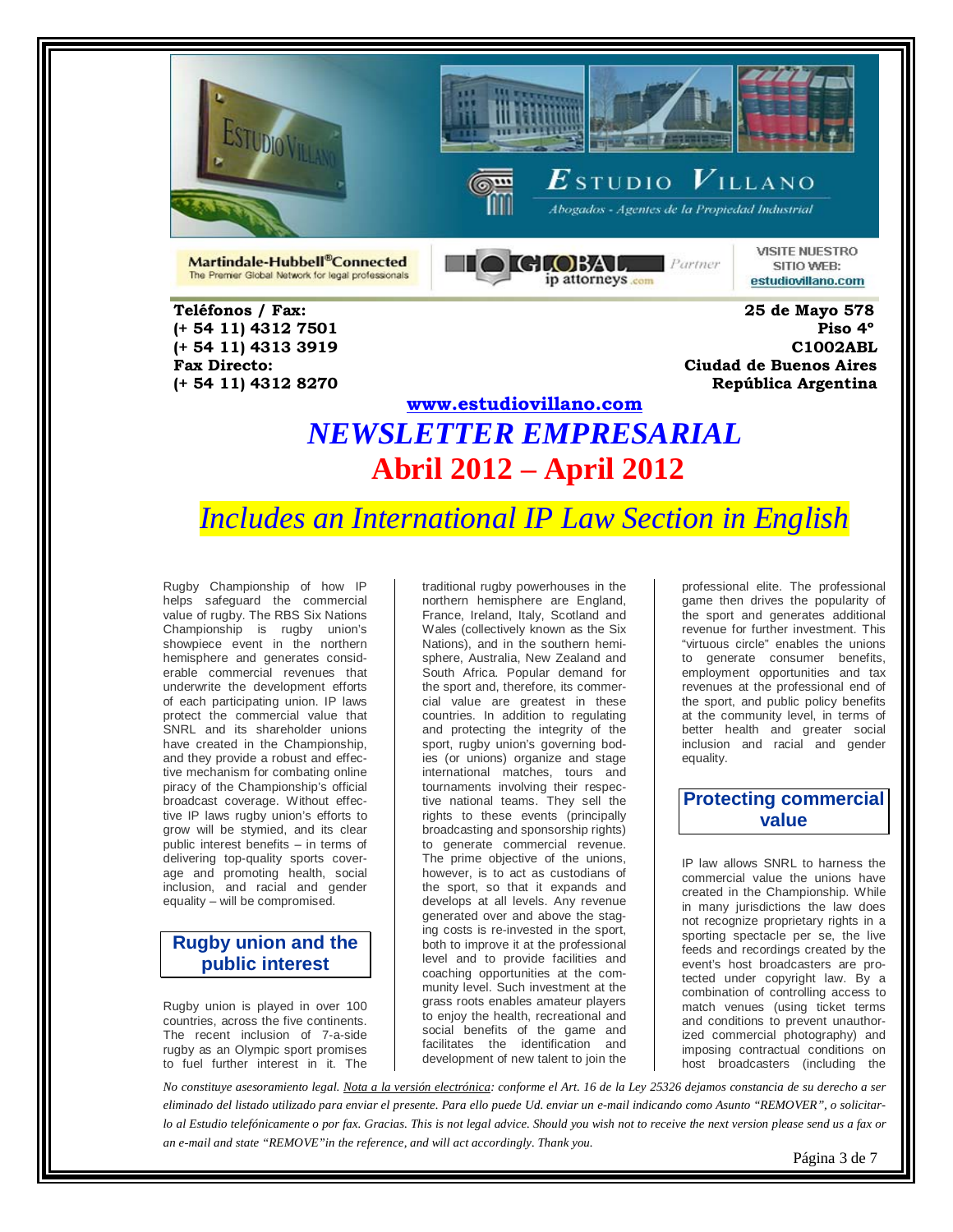Teléfonos / Fax:
(+ 54 11) 4312 7501
(+ 54 11) 4313 3919
Fax Directo:
(+ 54 11) 4312 8270

25 de Mayo 578
Piso 4°
C1002ABL
Ciudad de Buenos Aires
República Argentina

www.estudiovillano.com

# NEWSLETTER EMPRESARIAL

## Abril 2012 – April 2012

*Includes an International IP Law Section in English*

Rugby Championship of how IP helps safeguard the commercial value of rugby. The RBS Six Nations Championship is rugby union's showpiece event in the northern hemisphere and generates considerable commercial revenues that underwrite the development efforts of each participating union. IP laws protect the commercial value that SNRL and its shareholder unions have created in the Championship, and they provide a robust and effective mechanism for combating online piracy of the Championship's official broadcast coverage. Without effective IP laws rugby union's efforts to grow will be stymied, and its clear public interest benefits – in terms of delivering top-quality sports coverage and promoting health, social inclusion, and racial and gender equality – will be compromised.

### Rugby union and the public interest

Rugby union is played in over 100 countries, across the five continents. The recent inclusion of 7-a-side rugby as an Olympic sport promises to fuel further interest in it. The traditional rugby powerhouses in the northern hemisphere are England, France, Ireland, Italy, Scotland and Wales (collectively known as the Six Nations), and in the southern hemisphere, Australia, New Zealand and South Africa. Popular demand for the sport and, therefore, its commercial value are greatest in these countries. In addition to regulating and protecting the integrity of the sport, rugby union's governing bodies (or unions) organize and stage international matches, tours and tournaments involving their respective national teams. They sell the rights to these events (principally broadcasting and sponsorship rights) to generate commercial revenue. The prime objective of the unions, however, is to act as custodians of the sport, so that it expands and develops at all levels. Any revenue generated over and above the staging costs is re-invested in the sport, both to improve it at the professional level and to provide facilities and coaching opportunities at the community level. Such investment at the grass roots enables amateur players to enjoy the health, recreational and social benefits of the game and facilitates the identification and development of new talent to join the professional elite. The professional game then drives the popularity of the sport and generates additional revenue for further investment. This "virtuous circle" enables the unions to generate consumer benefits, employment opportunities and tax revenues at the professional end of the sport, and public policy benefits at the community level, in terms of better health and greater social inclusion and racial and gender equality.

### Protecting commercial value

IP law allows SNRL to harness the commercial value the unions have created in the Championship. While in many jurisdictions the law does not recognize proprietary rights in a sporting spectacle per se, the live feeds and recordings created by the event's host broadcasters are protected under copyright law. By a combination of controlling access to match venues (using ticket terms and conditions to prevent unauthorized commercial photography) and imposing contractual conditions on host broadcasters (including the

*No constituye asesoramiento legal. Nota a la versión electrónica: conforme el Art. 16 de la Ley 25326 dejamos constancia de su derecho a ser eliminado del listado utilizado para enviar el presente. Para ello puede Ud. enviar un e-mail indicando como Asunto "REMOVER", o solicitarlo al Estudio telefónicamente o por fax. Gracias. This is not legal advice. Should you wish not to receive the next version please send us a fax or an e-mail and state "REMOVE" in the reference, and will act accordingly. Thank you.*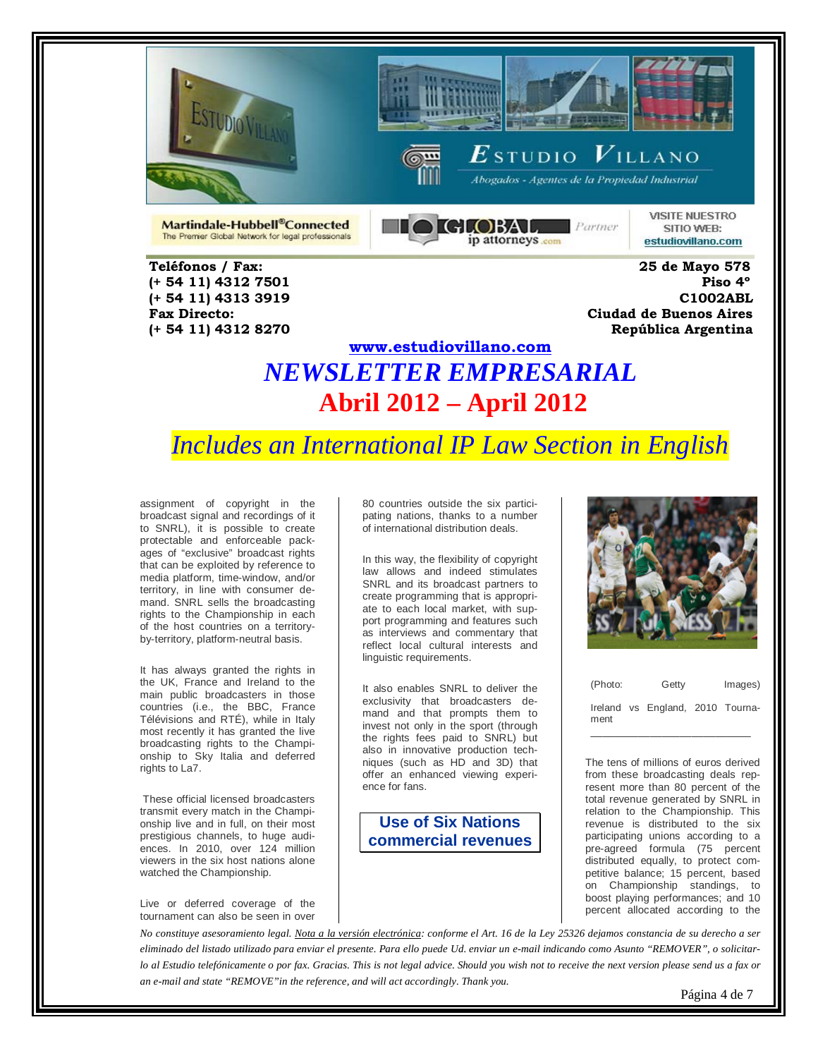Teléfonos / Fax:
(+ 54 11) 4312 7501
(+ 54 11) 4313 3919
Fax Directo:
(+ 54 11) 4312 8270

25 de Mayo 578
Piso 4°
C1002ABL
Ciudad de Buenos Aires
República Argentina

www.estudiovillano.com

# NEWSLETTER EMPRESARIAL

## Abril 2012 – April 2012

*Includes an International IP Law Section in English*

assignment of copyright in the broadcast signal and recordings of it to SNRL), it is possible to create protectable and enforceable packages of "exclusive" broadcast rights that can be exploited by reference to media platform, time-window, and/or territory, in line with consumer demand. SNRL sells the broadcasting rights to the Championship in each of the host countries on a territory-by-territory, platform-neutral basis.

It has always granted the rights in the UK, France and Ireland to the main public broadcasters in those countries (i.e., the BBC, France Télévisions and RTÉ), while in Italy most recently it has granted the live broadcasting rights to the Championship to Sky Italia and deferred rights to La7.

These official licensed broadcasters transmit every match in the Championship live and in full, on their most prestigious channels, to huge audiences. In 2010, over 124 million viewers in the six host nations alone watched the Championship.

Live or deferred coverage of the tournament can also be seen in over 80 countries outside the six participating nations, thanks to a number of international distribution deals.

In this way, the flexibility of copyright law allows and indeed stimulates SNRL and its broadcast partners to create programming that is appropriate to each local market, with support programming and features such as interviews and commentary that reflect local cultural interests and linguistic requirements.

It also enables SNRL to deliver the exclusivity that broadcasters demand and that prompts them to invest not only in the sport (through the rights fees paid to SNRL) but also in innovative production techniques (such as HD and 3D) that offer an enhanced viewing experience for fans.

### Use of Six Nations commercial revenues

(Photo: Getty Images)

Ireland vs England, 2010 Tournament

The tens of millions of euros derived from these broadcasting deals represent more than 80 percent of the total revenue generated by SNRL in relation to the Championship. This revenue is distributed to the six participating unions according to a pre-agreed formula (75 percent distributed equally, to protect competitive balance; 15 percent, based on Championship standings, to boost playing performances; and 10 percent allocated according to the

*No constituye asesoramiento legal. Nota a la versión electrónica: conforme el Art. 16 de la Ley 25326 dejamos constancia de su derecho a ser eliminado del listado utilizado para enviar el presente. Para ello puede Ud. enviar un e-mail indicando como Asunto "REMOVER", o solicitarlo al Estudio telefónicamente o por fax. Gracias. This is not legal advice. Should you wish not to receive the next version please send us a fax or an e-mail and state "REMOVE" in the reference, and will act accordingly. Thank you.*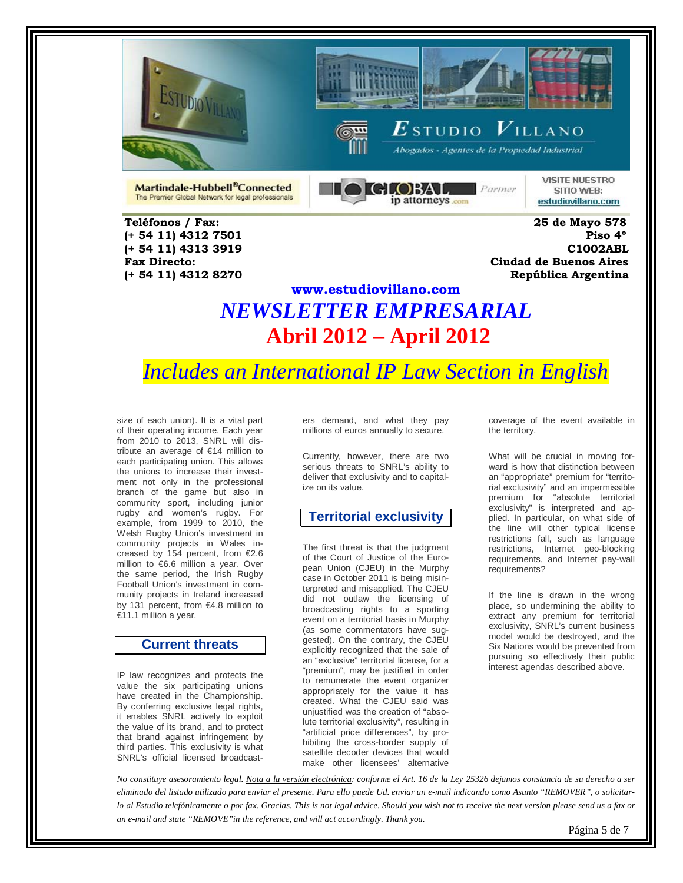Teléfonos / Fax:
(+ 54 11) 4312 7501
(+ 54 11) 4313 3919
Fax Directo:
(+ 54 11) 4312 8270

25 de Mayo 578
Piso 4°
C1002ABL
Ciudad de Buenos Aires
República Argentina

www.estudiovillano.com

# NEWSLETTER EMPRESARIAL

## Abril 2012 – April 2012

*Includes an International IP Law Section in English*

size of each union). It is a vital part of their operating income. Each year from 2010 to 2013, SNRL will distribute an average of €14 million to each participating union. This allows the unions to increase their investment not only in the professional branch of the game but also in community sport, including junior rugby and women's rugby. For example, from 1999 to 2010, the Welsh Rugby Union's investment in community projects in Wales increased by 154 percent, from €2.6 million to €6.6 million a year. Over the same period, the Irish Rugby Football Union's investment in community projects in Ireland increased by 131 percent, from €4.8 million to €11.1 million a year.

### Current threats

IP law recognizes and protects the value the six participating unions have created in the Championship. By conferring exclusive legal rights, it enables SNRL actively to exploit the value of its brand, and to protect that brand against infringement by third parties. This exclusivity is what SNRL's official licensed broadcasters demand, and what they pay millions of euros annually to secure.

Currently, however, there are two serious threats to SNRL's ability to deliver that exclusivity and to capitalize on its value.

### Territorial exclusivity

The first threat is that the judgment of the Court of Justice of the European Union (CJEU) in the Murphy case in October 2011 is being misinterpreted and misapplied. The CJEU did not outlaw the licensing of broadcasting rights to a sporting event on a territorial basis in Murphy (as some commentators have suggested). On the contrary, the CJEU explicitly recognized that the sale of an "exclusive" territorial license, for a "premium", may be justified in order to remunerate the event organizer appropriately for the value it has created. What the CJEU said was unjustified was the creation of "absolute territorial exclusivity", resulting in "artificial price differences", by prohibiting the cross-border supply of satellite decoder devices that would make other licensees' alternative coverage of the event available in the territory.

What will be crucial in moving forward is how that distinction between an "appropriate" premium for "territorial exclusivity" and an impermissible premium for "absolute territorial exclusivity" is interpreted and applied. In particular, on what side of the line will other typical license restrictions fall, such as language restrictions, Internet geo-blocking requirements, and Internet pay-wall requirements?

If the line is drawn in the wrong place, so undermining the ability to extract any premium for territorial exclusivity, SNRL's current business model would be destroyed, and the Six Nations would be prevented from pursuing so effectively their public interest agendas described above.

*No constituye asesoramiento legal. Nota a la versión electrónica: conforme el Art. 16 de la Ley 25326 dejamos constancia de su derecho a ser eliminado del listado utilizado para enviar el presente. Para ello puede Ud. enviar un e-mail indicando como Asunto "REMOVER", o solicitarlo al Estudio telefónicamente o por fax. Gracias. This is not legal advice. Should you wish not to receive the next version please send us a fax or an e-mail and state "REMOVE"in the reference, and will act accordingly. Thank you.*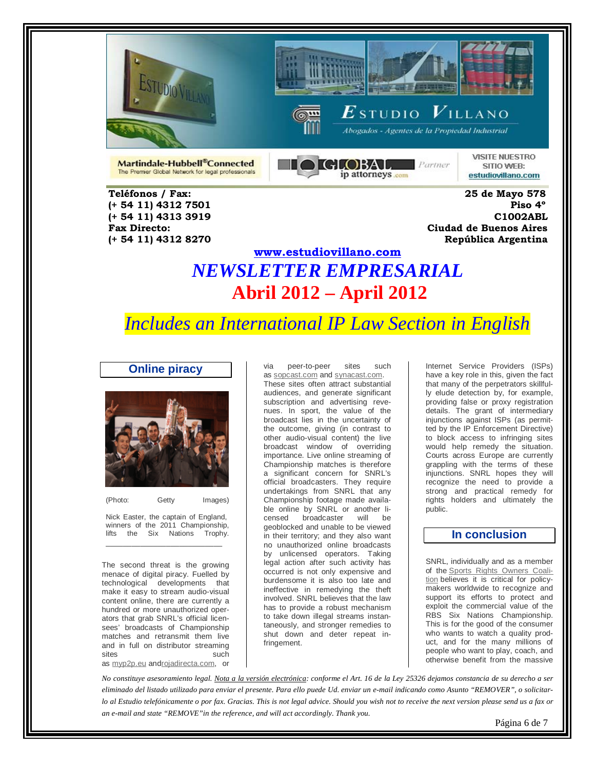Teléfonos / Fax:
(+ 54 11) 4312 7501
(+ 54 11) 4313 3919
Fax Directo:
(+ 54 11) 4312 8270

25 de Mayo 578
Piso 4°
C1002ABL
Ciudad de Buenos Aires
República Argentina

VISITE NUESTRO SITIO WEB: estudiovillano.com

www.estudiovillano.com

# *NEWSLETTER EMPRESARIAL*

## Abril 2012 – April 2012

*Includes an International IP Law Section in English*

### Online piracy

(Photo: Getty Images)

Nick Easter, the captain of England, winners of the 2011 Championship, lifts the Six Nations Trophy.

The second threat is the growing menace of digital piracy. Fuelled by technological developments that make it easy to stream audio-visual content online, there are currently a hundred or more unauthorized operators that grab SNRL's official licensees' broadcasts of Championship matches and retransmit them live and in full on distributor streaming sites such as myp2p.eu and rojadirecta.com, or via peer-to-peer sites such as sopcast.com and synacast.com. These sites often attract substantial audiences, and generate significant subscription and advertising revenues. In sport, the value of the broadcast lies in the uncertainty of the outcome, giving (in contrast to other audio-visual content) the live broadcast window of overriding importance. Live online streaming of Championship matches is therefore a significant concern for SNRL's official broadcasters. They require undertakings from SNRL that any Championship footage made available online by SNRL or another licensed broadcaster will be geoblocked and unable to be viewed in their territory; and they also want no unauthorized online broadcasts by unlicensed operators. Taking legal action after such activity has occurred is not only expensive and burdensome it is also too late and ineffective in remedying the theft involved. SNRL believes that the law has to provide a robust mechanism to take down illegal streams instantaneously, and stronger remedies to shut down and deter repeat infringement.

Internet Service Providers (ISPs) have a key role in this, given the fact that many of the perpetrators skillfully elude detection by, for example, providing false or proxy registration details. The grant of intermediary injunctions against ISPs (as permitted by the IP Enforcement Directive) to block access to infringing sites would help remedy the situation. Courts across Europe are currently grappling with the terms of these injunctions. SNRL hopes they will recognize the need to provide a strong and practical remedy for rights holders and ultimately the public.

### In conclusion

SNRL, individually and as a member of the Sports Rights Owners Coalition believes it is critical for policy-makers worldwide to recognize and support its efforts to protect and exploit the commercial value of the RBS Six Nations Championship. This is for the good of the consumer who wants to watch a quality product, and for the many millions of people who want to play, coach, and otherwise benefit from the massive

*No constituye asesoramiento legal. Nota a la versión electrónica: conforme el Art. 16 de la Ley 25326 dejamos constancia de su derecho a ser eliminado del listado utilizado para enviar el presente. Para ello puede Ud. enviar un e-mail indicando como Asunto "REMOVER", o solicitarlo al Estudio telefónicamente o por fax. Gracias. This is not legal advice. Should you wish not to receive the next version please send us a fax or an e-mail and state "REMOVE" in the reference, and will act accordingly. Thank you.*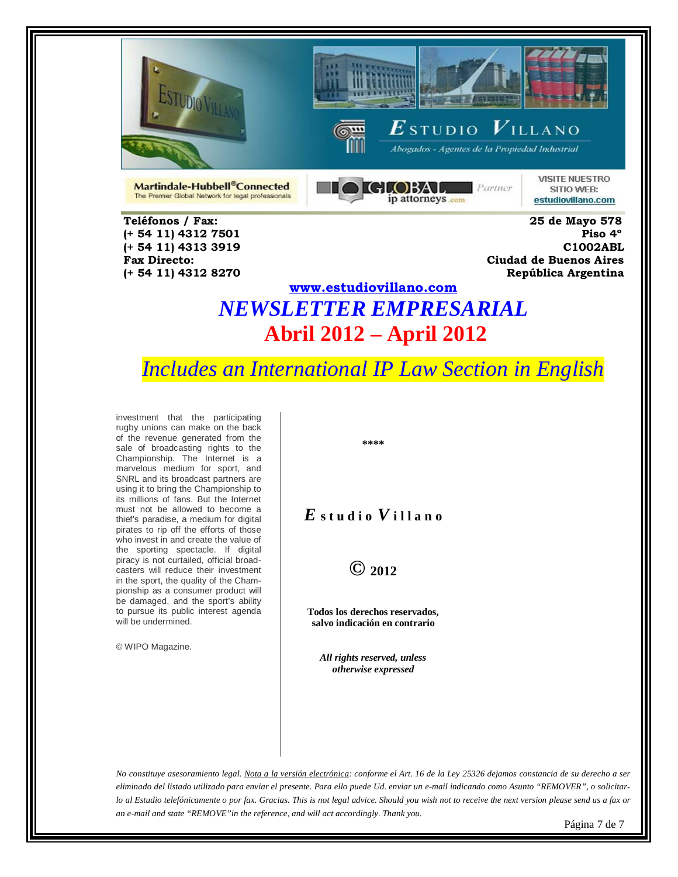investment that the participating rugby unions can make on the back of the revenue generated from the sale of broadcasting rights to the Championship. The Internet is a marvelous medium for sport, and SNRL and its broadcast partners are using it to bring the Championship to its millions of fans. But the Internet must not be allowed to become a thief's paradise, a medium for digital pirates to rip off the efforts of those who invest in and create the value of the sporting spectacle. If digital piracy is not curtailed, official broadcasters will reduce their investment in the sport, the quality of the Championship as a consumer product will be damaged, and the sport's ability to pursue its public interest agenda will be undermined.

© WIPO Magazine.

****

***E*** **s t u d i o** ***V*** **i l l a n o**

**© 2012**

**Todos los derechos reservados, salvo indicación en contrario**

***All rights reserved, unless otherwise expressed***

*No constituye asesoramiento legal. Nota a la versión electrónica: conforme el Art. 16 de la Ley 25326 dejamos constancia de su derecho a ser eliminado del listado utilizado para enviar el presente. Para ello puede Ud. enviar un e-mail indicando como Asunto "REMOVER", o solicitarlo al Estudio telefónicamente o por fax. Gracias. This is not legal advice. Should you wish not to receive the next version please send us a fax or an e-mail and state "REMOVE" in the reference, and will act accordingly. Thank you.*